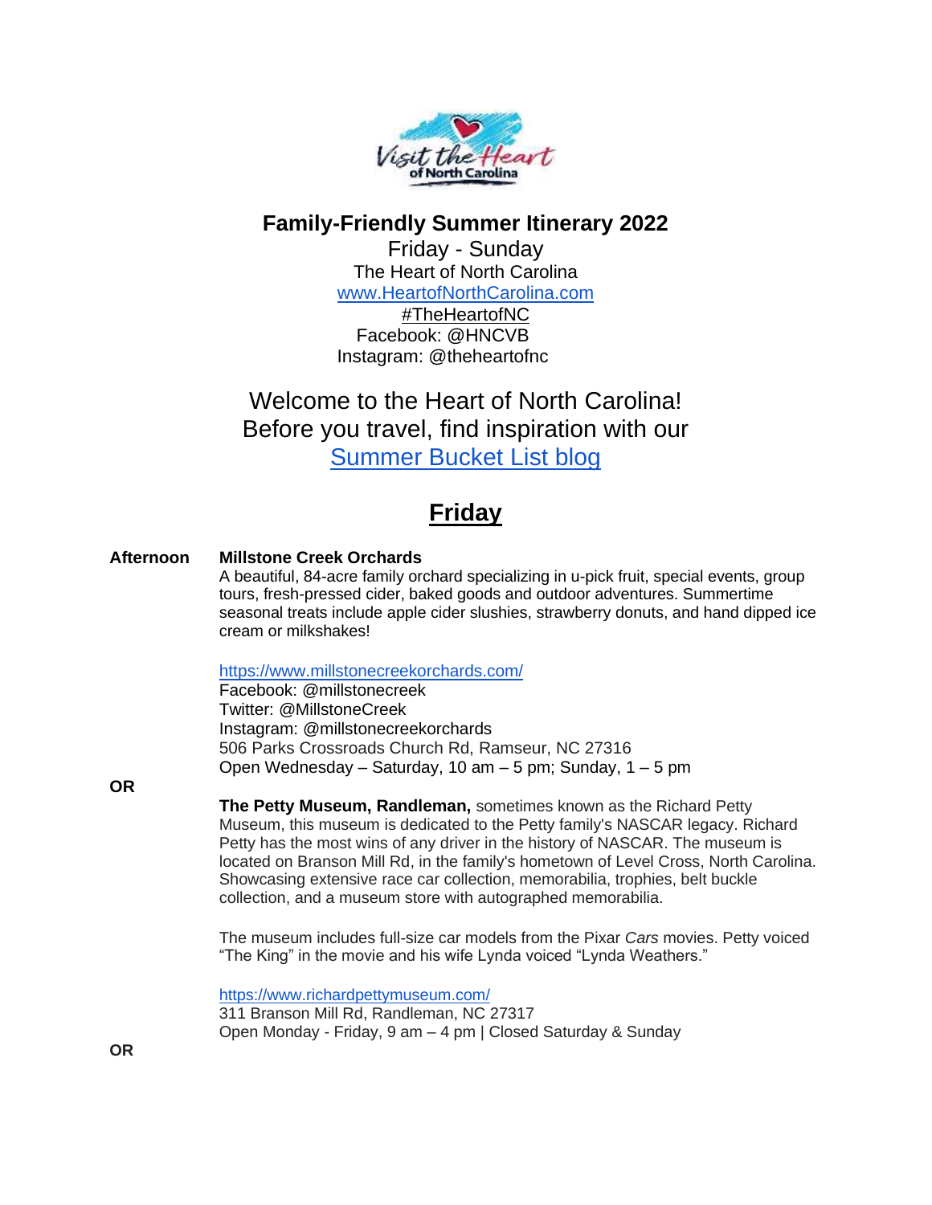# Family-Friendly Summer Itinerary 2022

Friday - Sunday
The Heart of North Carolina
www.HeartofNorthCarolina.com
#TheHeartofNC
Facebook: @HNCVB
Instagram: @theheartofnc

Welcome to the Heart of North Carolina!
Before you travel, find inspiration with our
Summer Bucket List blog

## Friday

**Afternoon**

**Millstone Creek Orchards**
A beautiful, 84-acre family orchard specializing in u-pick fruit, special events, group tours, fresh-pressed cider, baked goods and outdoor adventures. Summertime seasonal treats include apple cider slushies, strawberry donuts, and hand dipped ice cream or milkshakes!

https://www.millstonecreekorchards.com/
Facebook: @millstonecreek
Twitter: @MillstoneCreek
Instagram: @millstonecreekorchards
506 Parks Crossroads Church Rd, Ramseur, NC 27316
Open Wednesday – Saturday, 10 am – 5 pm; Sunday, 1 – 5 pm

**OR**

**The Petty Museum, Randleman,** sometimes known as the Richard Petty Museum, this museum is dedicated to the Petty family's NASCAR legacy. Richard Petty has the most wins of any driver in the history of NASCAR. The museum is located on Branson Mill Rd, in the family's hometown of Level Cross, North Carolina. Showcasing extensive race car collection, memorabilia, trophies, belt buckle collection, and a museum store with autographed memorabilia.

The museum includes full-size car models from the Pixar *Cars* movies. Petty voiced "The King" in the movie and his wife Lynda voiced "Lynda Weathers."

https://www.richardpettymuseum.com/
311 Branson Mill Rd, Randleman, NC 27317
Open Monday - Friday, 9 am – 4 pm | Closed Saturday & Sunday

**OR**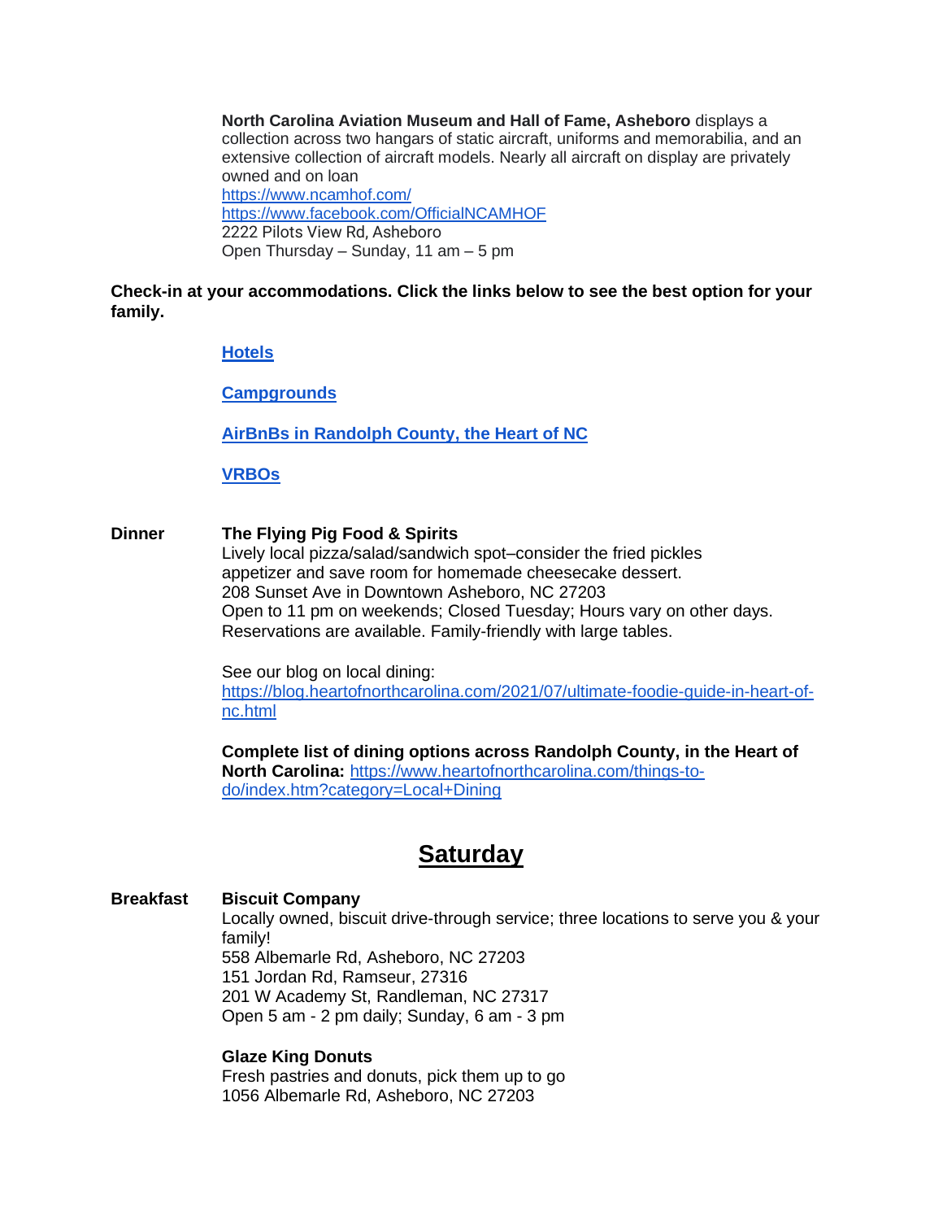**North Carolina Aviation Museum and Hall of Fame, Asheboro** displays a collection across two hangars of static aircraft, uniforms and memorabilia, and an extensive collection of aircraft models. Nearly all aircraft on display are privately owned and on loan
https://www.ncamhof.com/
https://www.facebook.com/OfficialNCAMHOF
2222 Pilots View Rd, Asheboro
Open Thursday – Sunday, 11 am – 5 pm

**Check-in at your accommodations. Click the links below to see the best option for your family.**

**Hotels**

**Campgrounds**

**AirBnBs in Randolph County, the Heart of NC**

**VRBOs**

**Dinner**

**The Flying Pig Food & Spirits**
Lively local pizza/salad/sandwich spot–consider the fried pickles appetizer and save room for homemade cheesecake dessert.
208 Sunset Ave in Downtown Asheboro, NC 27203
Open to 11 pm on weekends; Closed Tuesday; Hours vary on other days.
Reservations are available. Family-friendly with large tables.

See our blog on local dining: https://blog.heartofnorthcarolina.com/2021/07/ultimate-foodie-guide-in-heart-of-nc.html

**Complete list of dining options across Randolph County, in the Heart of North Carolina:** https://www.heartofnorthcarolina.com/things-to-do/index.htm?category=Local+Dining

## Saturday

**Breakfast**

**Biscuit Company**
Locally owned, biscuit drive-through service; three locations to serve you & your family!
558 Albemarle Rd, Asheboro, NC 27203
151 Jordan Rd, Ramseur, 27316
201 W Academy St, Randleman, NC 27317
Open 5 am - 2 pm daily; Sunday, 6 am - 3 pm

**Glaze King Donuts**
Fresh pastries and donuts, pick them up to go
1056 Albemarle Rd, Asheboro, NC 27203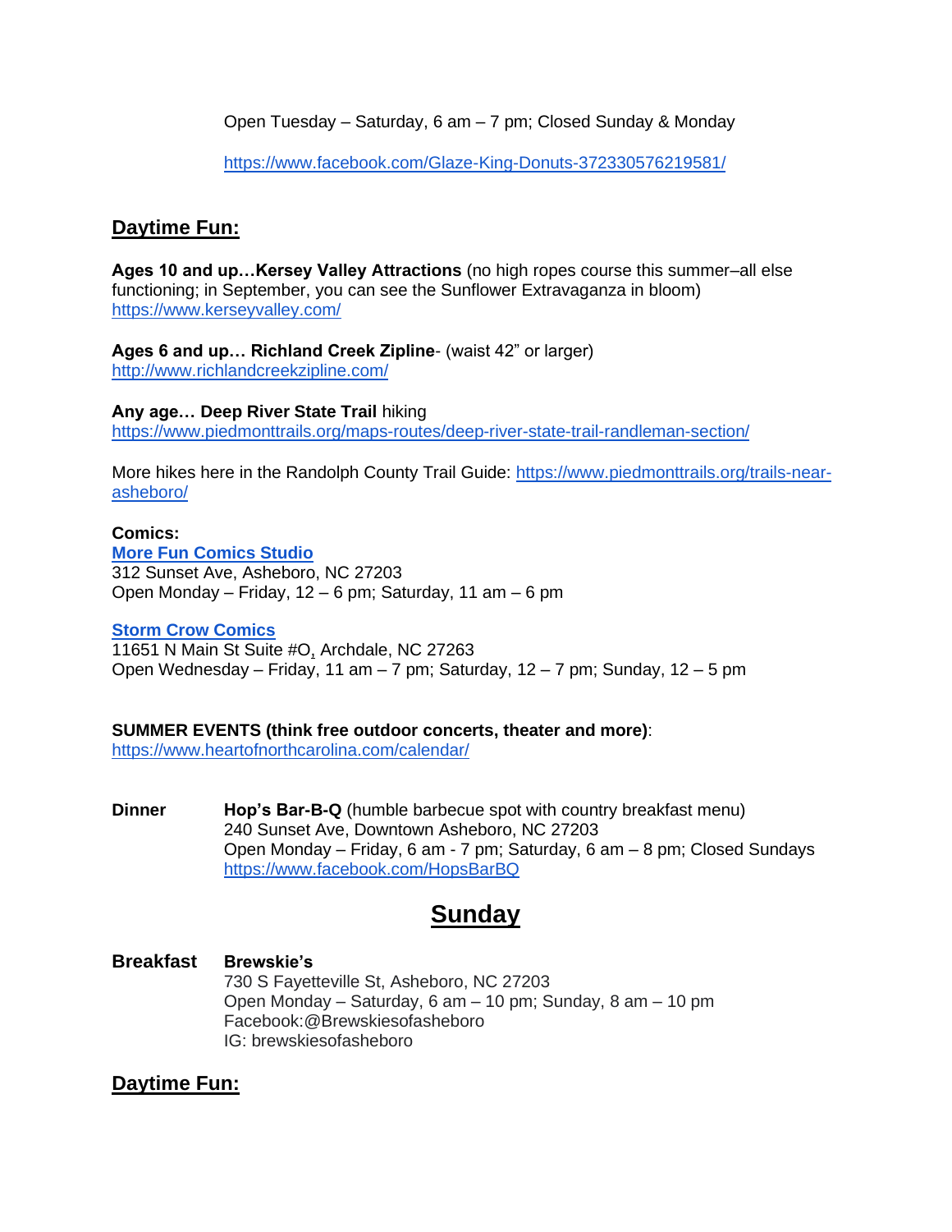Open Tuesday – Saturday, 6 am – 7 pm; Closed Sunday & Monday

https://www.facebook.com/Glaze-King-Donuts-372330576219581/

## Daytime Fun:

**Ages 10 and up…Kersey Valley Attractions** (no high ropes course this summer–all else functioning; in September, you can see the Sunflower Extravaganza in bloom)
https://www.kerseyvalley.com/

**Ages 6 and up… Richland Creek Zipline**- (waist 42" or larger)
http://www.richlandcreekzipline.com/

**Any age… Deep River State Trail** hiking
https://www.piedmonttrails.org/maps-routes/deep-river-state-trail-randleman-section/

More hikes here in the Randolph County Trail Guide: https://www.piedmonttrails.org/trails-near-asheboro/

**Comics:**
**More Fun Comics Studio**
312 Sunset Ave, Asheboro, NC 27203
Open Monday – Friday, 12 – 6 pm; Saturday, 11 am – 6 pm

**Storm Crow Comics**
11651 N Main St Suite #O, Archdale, NC 27263
Open Wednesday – Friday, 11 am – 7 pm; Saturday, 12 – 7 pm; Sunday, 12 – 5 pm

**SUMMER EVENTS (think free outdoor concerts, theater and more)**:
https://www.heartofnorthcarolina.com/calendar/

**Dinner** **Hop's Bar-B-Q** (humble barbecue spot with country breakfast menu)
240 Sunset Ave, Downtown Asheboro, NC 27203
Open Monday – Friday, 6 am - 7 pm; Saturday, 6 am – 8 pm; Closed Sundays
https://www.facebook.com/HopsBarBQ

# Sunday

**Breakfast** **Brewskie's**
730 S Fayetteville St, Asheboro, NC 27203
Open Monday – Saturday, 6 am – 10 pm; Sunday, 8 am – 10 pm
Facebook:@Brewskiesofasheboro
IG: brewskiesofasheboro

## Daytime Fun: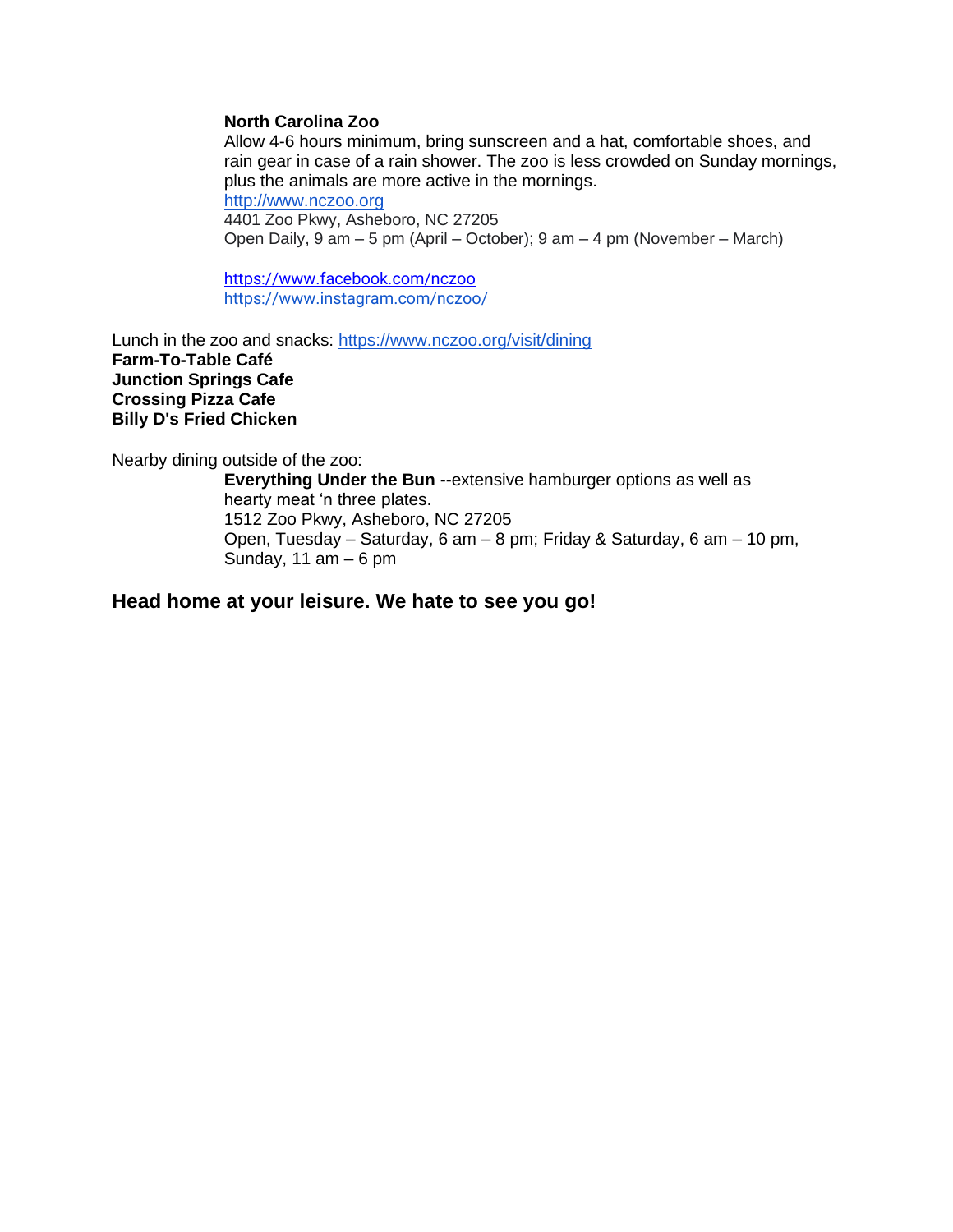**North Carolina Zoo**
Allow 4-6 hours minimum, bring sunscreen and a hat, comfortable shoes, and rain gear in case of a rain shower. The zoo is less crowded on Sunday mornings, plus the animals are more active in the mornings.
http://www.nczoo.org
4401 Zoo Pkwy, Asheboro, NC 27205
Open Daily, 9 am – 5 pm (April – October); 9 am – 4 pm (November – March)

https://www.facebook.com/nczoo
https://www.instagram.com/nczoo/

Lunch in the zoo and snacks: https://www.nczoo.org/visit/dining
**Farm-To-Table Café**
**Junction Springs Cafe**
**Crossing Pizza Cafe**
**Billy D's Fried Chicken**

Nearby dining outside of the zoo:

**Everything Under the Bun** --extensive hamburger options as well as hearty meat 'n three plates.
1512 Zoo Pkwy, Asheboro, NC 27205
Open, Tuesday – Saturday, 6 am – 8 pm; Friday & Saturday, 6 am – 10 pm, Sunday, 11 am – 6 pm

### Head home at your leisure. We hate to see you go!